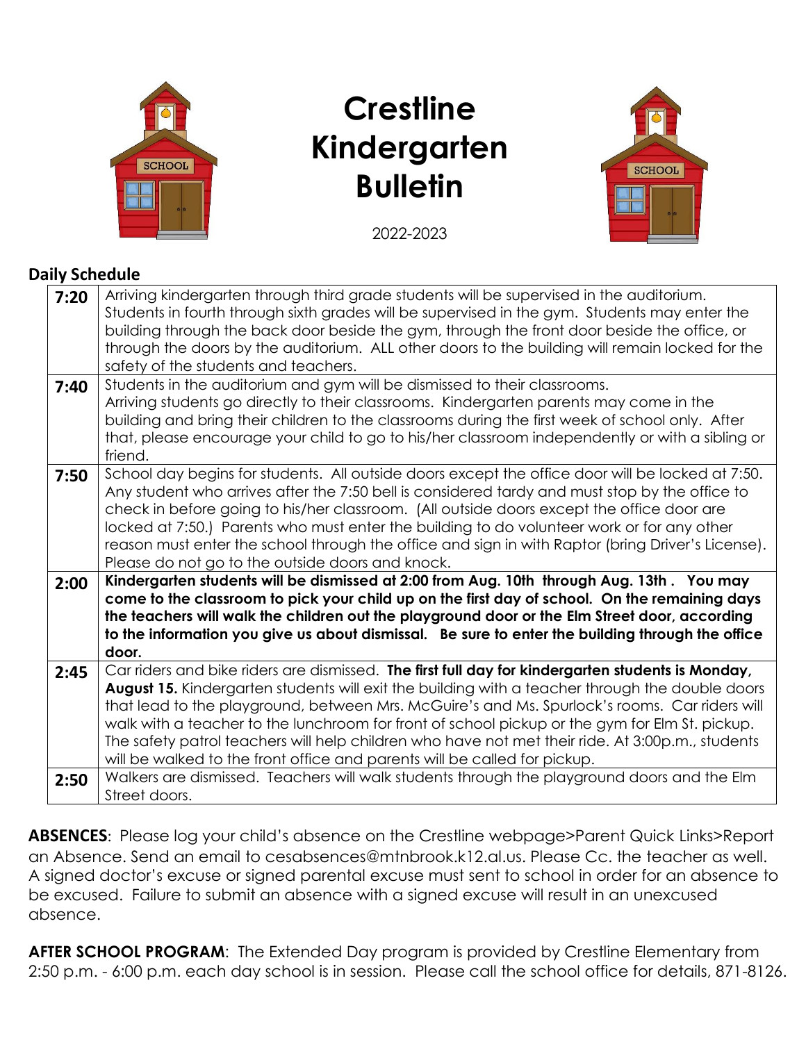# Crestline Kindergarten Bulletin

2022-2023

**Daily Schedule**

| | |
|---|---|
| **7:20** | Arriving kindergarten through third grade students will be supervised in the auditorium. Students in fourth through sixth grades will be supervised in the gym. Students may enter the building through the back door beside the gym, through the front door beside the office, or through the doors by the auditorium. ALL other doors to the building will remain locked for the safety of the students and teachers. |
| **7:40** | Students in the auditorium and gym will be dismissed to their classrooms. Arriving students go directly to their classrooms. Kindergarten parents may come in the building and bring their children to the classrooms during the first week of school only. After that, please encourage your child to go to his/her classroom independently or with a sibling or friend. |
| **7:50** | School day begins for students. All outside doors except the office door will be locked at 7:50. Any student who arrives after the 7:50 bell is considered tardy and must stop by the office to check in before going to his/her classroom. (All outside doors except the office door are locked at 7:50.) Parents who must enter the building to do volunteer work or for any other reason must enter the school through the office and sign in with Raptor (bring Driver's License). Please do not go to the outside doors and knock. |
| **2:00** | **Kindergarten students will be dismissed at 2:00 from Aug. 10th through Aug. 13th. You may come to the classroom to pick your child up on the first day of school. On the remaining days the teachers will walk the children out the playground door or the Elm Street door, according to the information you give us about dismissal. Be sure to enter the building through the office door.** |
| **2:45** | Car riders and bike riders are dismissed. **The first full day for kindergarten students is Monday, August 15.** Kindergarten students will exit the building with a teacher through the double doors that lead to the playground, between Mrs. McGuire's and Ms. Spurlock's rooms. Car riders will walk with a teacher to the lunchroom for front of school pickup or the gym for Elm St. pickup. The safety patrol teachers will help children who have not met their ride. At 3:00p.m., students will be walked to the front office and parents will be called for pickup. |
| **2:50** | Walkers are dismissed. Teachers will walk students through the playground doors and the Elm Street doors. |

**ABSENCES**: Please log your child's absence on the Crestline webpage>Parent Quick Links>Report an Absence. Send an email to cesabsences@mtnbrook.k12.al.us. Please Cc. the teacher as well. A signed doctor's excuse or signed parental excuse must sent to school in order for an absence to be excused. Failure to submit an absence with a signed excuse will result in an unexcused absence.

**AFTER SCHOOL PROGRAM**: The Extended Day program is provided by Crestline Elementary from 2:50 p.m. - 6:00 p.m. each day school is in session. Please call the school office for details, 871-8126.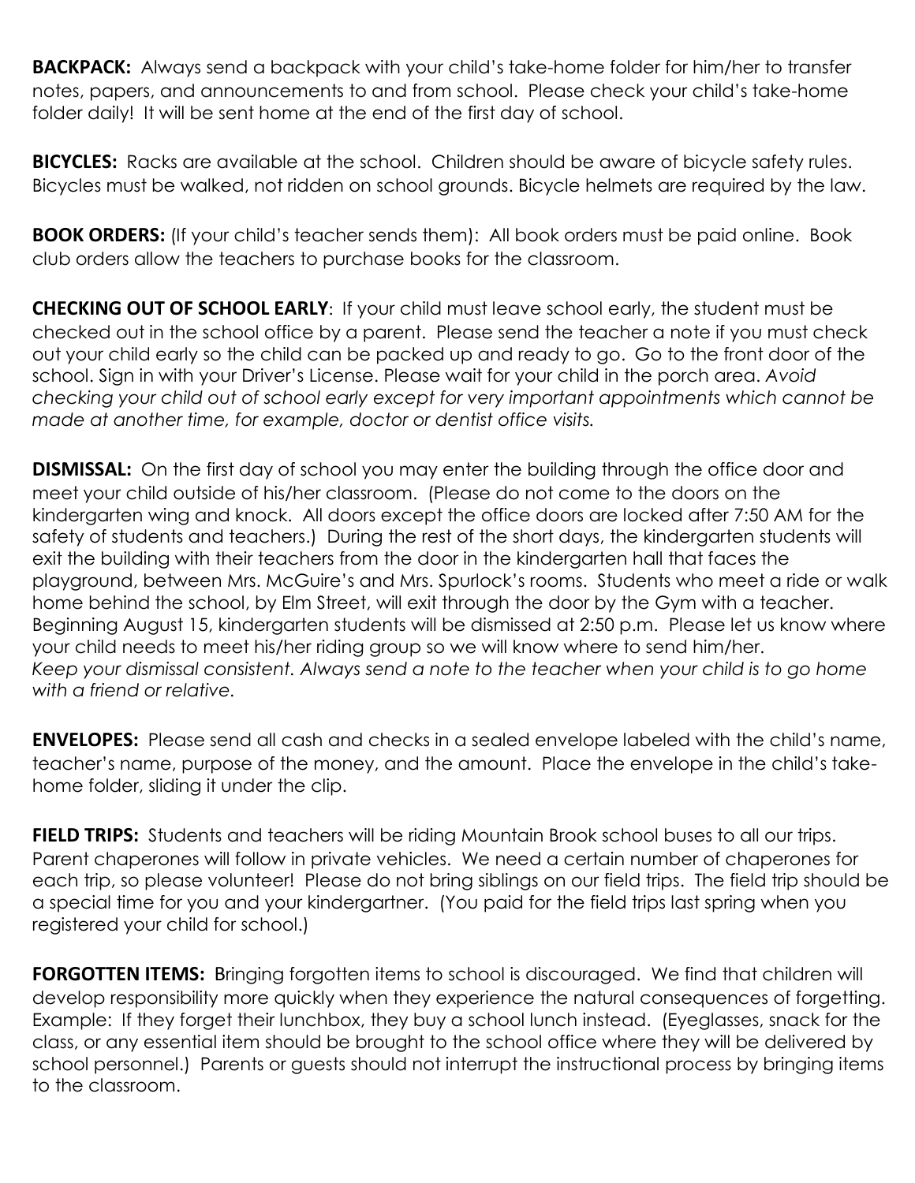**BACKPACK:** Always send a backpack with your child's take-home folder for him/her to transfer notes, papers, and announcements to and from school. Please check your child's take-home folder daily! It will be sent home at the end of the first day of school.

**BICYCLES:** Racks are available at the school. Children should be aware of bicycle safety rules. Bicycles must be walked, not ridden on school grounds. Bicycle helmets are required by the law.

**BOOK ORDERS:** (If your child's teacher sends them): All book orders must be paid online. Book club orders allow the teachers to purchase books for the classroom.

**CHECKING OUT OF SCHOOL EARLY**: If your child must leave school early, the student must be checked out in the school office by a parent. Please send the teacher a note if you must check out your child early so the child can be packed up and ready to go. Go to the front door of the school. Sign in with your Driver's License. Please wait for your child in the porch area. *Avoid checking your child out of school early except for very important appointments which cannot be made at another time, for example, doctor or dentist office visits.*

**DISMISSAL:** On the first day of school you may enter the building through the office door and meet your child outside of his/her classroom. (Please do not come to the doors on the kindergarten wing and knock. All doors except the office doors are locked after 7:50 AM for the safety of students and teachers.) During the rest of the short days, the kindergarten students will exit the building with their teachers from the door in the kindergarten hall that faces the playground, between Mrs. McGuire's and Mrs. Spurlock's rooms. Students who meet a ride or walk home behind the school, by Elm Street, will exit through the door by the Gym with a teacher. Beginning August 15, kindergarten students will be dismissed at 2:50 p.m. Please let us know where your child needs to meet his/her riding group so we will know where to send him/her. *Keep your dismissal consistent. Always send a note to the teacher when your child is to go home with a friend or relative.*

**ENVELOPES:** Please send all cash and checks in a sealed envelope labeled with the child's name, teacher's name, purpose of the money, and the amount. Place the envelope in the child's take-home folder, sliding it under the clip.

**FIELD TRIPS:** Students and teachers will be riding Mountain Brook school buses to all our trips. Parent chaperones will follow in private vehicles. We need a certain number of chaperones for each trip, so please volunteer! Please do not bring siblings on our field trips. The field trip should be a special time for you and your kindergartner. (You paid for the field trips last spring when you registered your child for school.)

**FORGOTTEN ITEMS:** Bringing forgotten items to school is discouraged. We find that children will develop responsibility more quickly when they experience the natural consequences of forgetting. Example: If they forget their lunchbox, they buy a school lunch instead. (Eyeglasses, snack for the class, or any essential item should be brought to the school office where they will be delivered by school personnel.) Parents or guests should not interrupt the instructional process by bringing items to the classroom.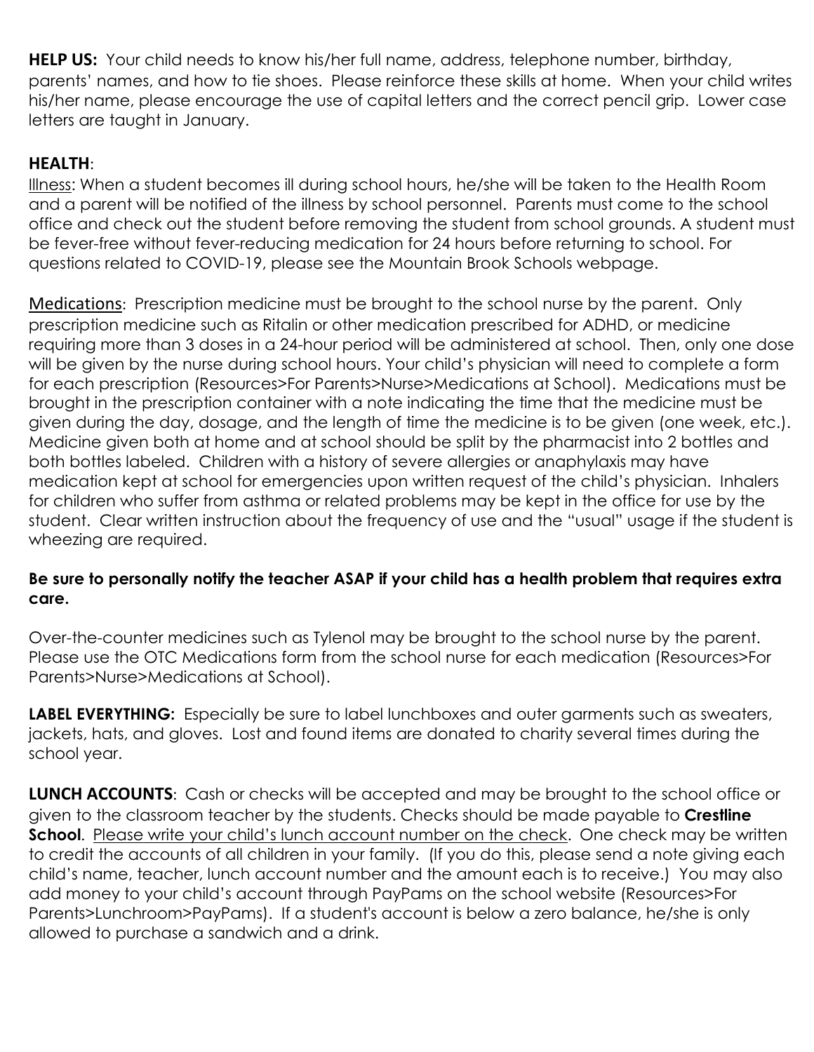**HELP US:** Your child needs to know his/her full name, address, telephone number, birthday, parents' names, and how to tie shoes. Please reinforce these skills at home. When your child writes his/her name, please encourage the use of capital letters and the correct pencil grip. Lower case letters are taught in January.

**HEALTH**:

<u>Illness</u>: When a student becomes ill during school hours, he/she will be taken to the Health Room and a parent will be notified of the illness by school personnel. Parents must come to the school office and check out the student before removing the student from school grounds. A student must be fever-free without fever-reducing medication for 24 hours before returning to school. For questions related to COVID-19, please see the Mountain Brook Schools webpage.

<u>Medications</u>: Prescription medicine must be brought to the school nurse by the parent. Only prescription medicine such as Ritalin or other medication prescribed for ADHD, or medicine requiring more than 3 doses in a 24-hour period will be administered at school. Then, only one dose will be given by the nurse during school hours. Your child's physician will need to complete a form for each prescription (Resources>For Parents>Nurse>Medications at School). Medications must be brought in the prescription container with a note indicating the time that the medicine must be given during the day, dosage, and the length of time the medicine is to be given (one week, etc.). Medicine given both at home and at school should be split by the pharmacist into 2 bottles and both bottles labeled. Children with a history of severe allergies or anaphylaxis may have medication kept at school for emergencies upon written request of the child's physician. Inhalers for children who suffer from asthma or related problems may be kept in the office for use by the student. Clear written instruction about the frequency of use and the "usual" usage if the student is wheezing are required.

**Be sure to personally notify the teacher ASAP if your child has a health problem that requires extra care.**

Over-the-counter medicines such as Tylenol may be brought to the school nurse by the parent. Please use the OTC Medications form from the school nurse for each medication (Resources>For Parents>Nurse>Medications at School).

**LABEL EVERYTHING:** Especially be sure to label lunchboxes and outer garments such as sweaters, jackets, hats, and gloves. Lost and found items are donated to charity several times during the school year.

**LUNCH ACCOUNTS**: Cash or checks will be accepted and may be brought to the school office or given to the classroom teacher by the students. Checks should be made payable to **Crestline School**. <u>Please write your child's lunch account number on the check</u>. One check may be written to credit the accounts of all children in your family. (If you do this, please send a note giving each child's name, teacher, lunch account number and the amount each is to receive.) You may also add money to your child's account through PayPams on the school website (Resources>For Parents>Lunchroom>PayPams). If a student's account is below a zero balance, he/she is only allowed to purchase a sandwich and a drink.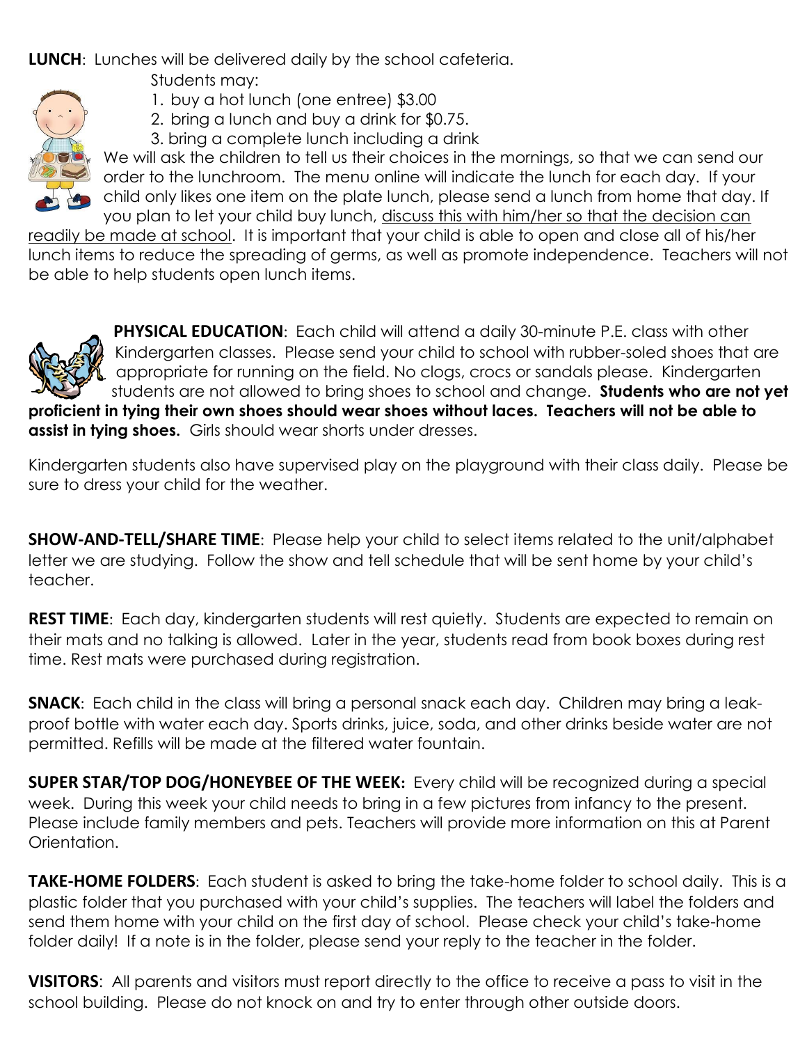**LUNCH**: Lunches will be delivered daily by the school cafeteria.

Students may:

1. buy a hot lunch (one entree) $3.00
2. bring a lunch and buy a drink for $0.75.
3. bring a complete lunch including a drink

We will ask the children to tell us their choices in the mornings, so that we can send our order to the lunchroom. The menu online will indicate the lunch for each day. If your child only likes one item on the plate lunch, please send a lunch from home that day. If you plan to let your child buy lunch, discuss this with him/her so that the decision can readily be made at school. It is important that your child is able to open and close all of his/her lunch items to reduce the spreading of germs, as well as promote independence. Teachers will not be able to help students open lunch items.

**PHYSICAL EDUCATION**: Each child will attend a daily 30-minute P.E. class with other Kindergarten classes. Please send your child to school with rubber-soled shoes that are appropriate for running on the field. No clogs, crocs or sandals please. Kindergarten students are not allowed to bring shoes to school and change. **Students who are not yet proficient in tying their own shoes should wear shoes without laces. Teachers will not be able to assist in tying shoes.** Girls should wear shorts under dresses.

Kindergarten students also have supervised play on the playground with their class daily. Please be sure to dress your child for the weather.

**SHOW-AND-TELL/SHARE TIME**: Please help your child to select items related to the unit/alphabet letter we are studying. Follow the show and tell schedule that will be sent home by your child's teacher.

**REST TIME**: Each day, kindergarten students will rest quietly. Students are expected to remain on their mats and no talking is allowed. Later in the year, students read from book boxes during rest time. Rest mats were purchased during registration.

**SNACK**: Each child in the class will bring a personal snack each day. Children may bring a leak-proof bottle with water each day. Sports drinks, juice, soda, and other drinks beside water are not permitted. Refills will be made at the filtered water fountain.

**SUPER STAR/TOP DOG/HONEYBEE OF THE WEEK:** Every child will be recognized during a special week. During this week your child needs to bring in a few pictures from infancy to the present. Please include family members and pets. Teachers will provide more information on this at Parent Orientation.

**TAKE-HOME FOLDERS**: Each student is asked to bring the take-home folder to school daily. This is a plastic folder that you purchased with your child's supplies. The teachers will label the folders and send them home with your child on the first day of school. Please check your child's take-home folder daily! If a note is in the folder, please send your reply to the teacher in the folder.

**VISITORS**: All parents and visitors must report directly to the office to receive a pass to visit in the school building. Please do not knock on and try to enter through other outside doors.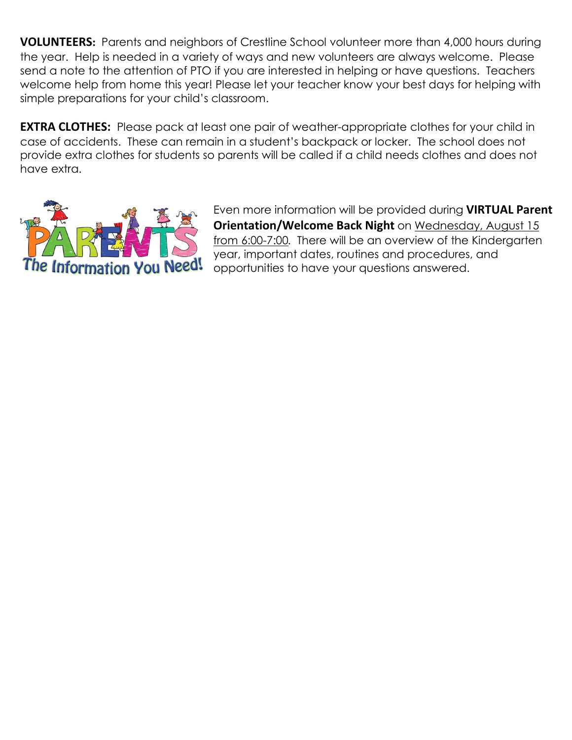**VOLUNTEERS:** Parents and neighbors of Crestline School volunteer more than 4,000 hours during the year. Help is needed in a variety of ways and new volunteers are always welcome. Please send a note to the attention of PTO if you are interested in helping or have questions. Teachers welcome help from home this year! Please let your teacher know your best days for helping with simple preparations for your child's classroom.

**EXTRA CLOTHES:** Please pack at least one pair of weather-appropriate clothes for your child in case of accidents. These can remain in a student's backpack or locker. The school does not provide extra clothes for students so parents will be called if a child needs clothes and does not have extra.

PARENTS The Information You Need!

Even more information will be provided during **VIRTUAL Parent Orientation/Welcome Back Night** on Wednesday, August 15 from 6:00-7:00. There will be an overview of the Kindergarten year, important dates, routines and procedures, and opportunities to have your questions answered.